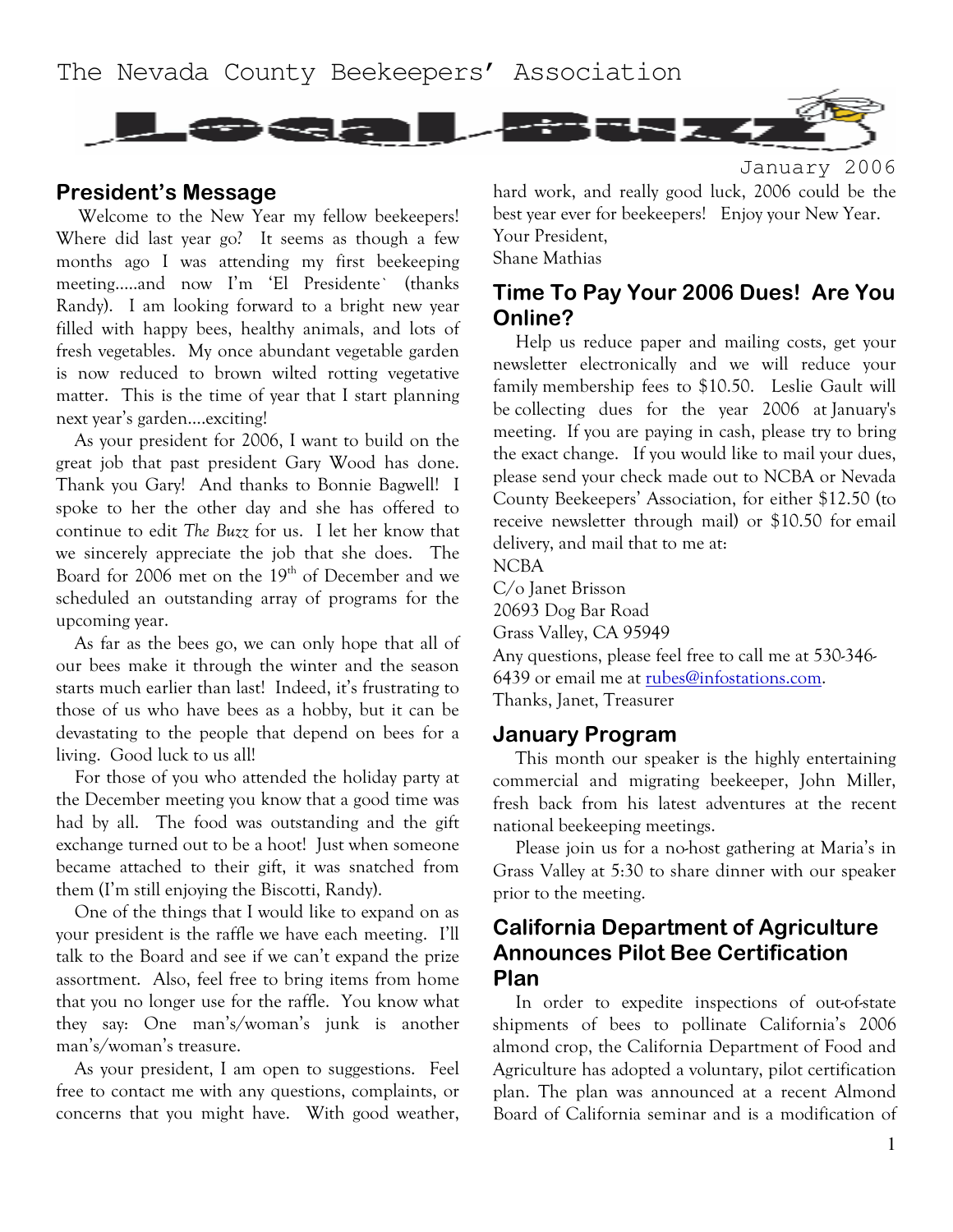The Nevada County Beekeepers' Association

# Local Buzz

January 2006

## President's Message

Welcome to the New Year my fellow beekeepers! Where did last year go? It seems as though a few months ago I was attending my first beekeeping meeting.....and now I'm 'El Presidente` (thanks Randy). I am looking forward to a bright new year filled with happy bees, healthy animals, and lots of fresh vegetables. My once abundant vegetable garden is now reduced to brown wilted rotting vegetative matter. This is the time of year that I start planning next year's garden....exciting!

As your president for 2006, I want to build on the great job that past president Gary Wood has done. Thank you Gary! And thanks to Bonnie Bagwell! I spoke to her the other day and she has offered to continue to edit *The Buzz* for us. I let her know that we sincerely appreciate the job that she does. The Board for 2006 met on the 19th of December and we scheduled an outstanding array of programs for the upcoming year.

As far as the bees go, we can only hope that all of our bees make it through the winter and the season starts much earlier than last! Indeed, it's frustrating to those of us who have bees as a hobby, but it can be devastating to the people that depend on bees for a living. Good luck to us all!

For those of you who attended the holiday party at the December meeting you know that a good time was had by all. The food was outstanding and the gift exchange turned out to be a hoot! Just when someone became attached to their gift, it was snatched from them (I'm still enjoying the Biscotti, Randy).

One of the things that I would like to expand on as your president is the raffle we have each meeting. I'll talk to the Board and see if we can't expand the prize assortment. Also, feel free to bring items from home that you no longer use for the raffle. You know what they say: One man's/woman's junk is another man's/woman's treasure.

As your president, I am open to suggestions. Feel free to contact me with any questions, complaints, or concerns that you might have. With good weather, hard work, and really good luck, 2006 could be the best year ever for beekeepers! Enjoy your New Year.

Your President,
Shane Mathias

## Time To Pay Your 2006 Dues! Are You Online?

Help us reduce paper and mailing costs, get your newsletter electronically and we will reduce your family membership fees to $10.50. Leslie Gault will be collecting dues for the year 2006 at January's meeting. If you are paying in cash, please try to bring the exact change. If you would like to mail your dues, please send your check made out to NCBA or Nevada County Beekeepers' Association, for either $12.50 (to receive newsletter through mail) or $10.50 for email delivery, and mail that to me at:

NCBA
C/o Janet Brisson
20693 Dog Bar Road
Grass Valley, CA 95949

Any questions, please feel free to call me at 530-346-6439 or email me at rubes@infostations.com.

Thanks, Janet, Treasurer

## January Program

This month our speaker is the highly entertaining commercial and migrating beekeeper, John Miller, fresh back from his latest adventures at the recent national beekeeping meetings.

Please join us for a no-host gathering at Maria's in Grass Valley at 5:30 to share dinner with our speaker prior to the meeting.

## California Department of Agriculture Announces Pilot Bee Certification Plan

In order to expedite inspections of out-of-state shipments of bees to pollinate California's 2006 almond crop, the California Department of Food and Agriculture has adopted a voluntary, pilot certification plan. The plan was announced at a recent Almond Board of California seminar and is a modification of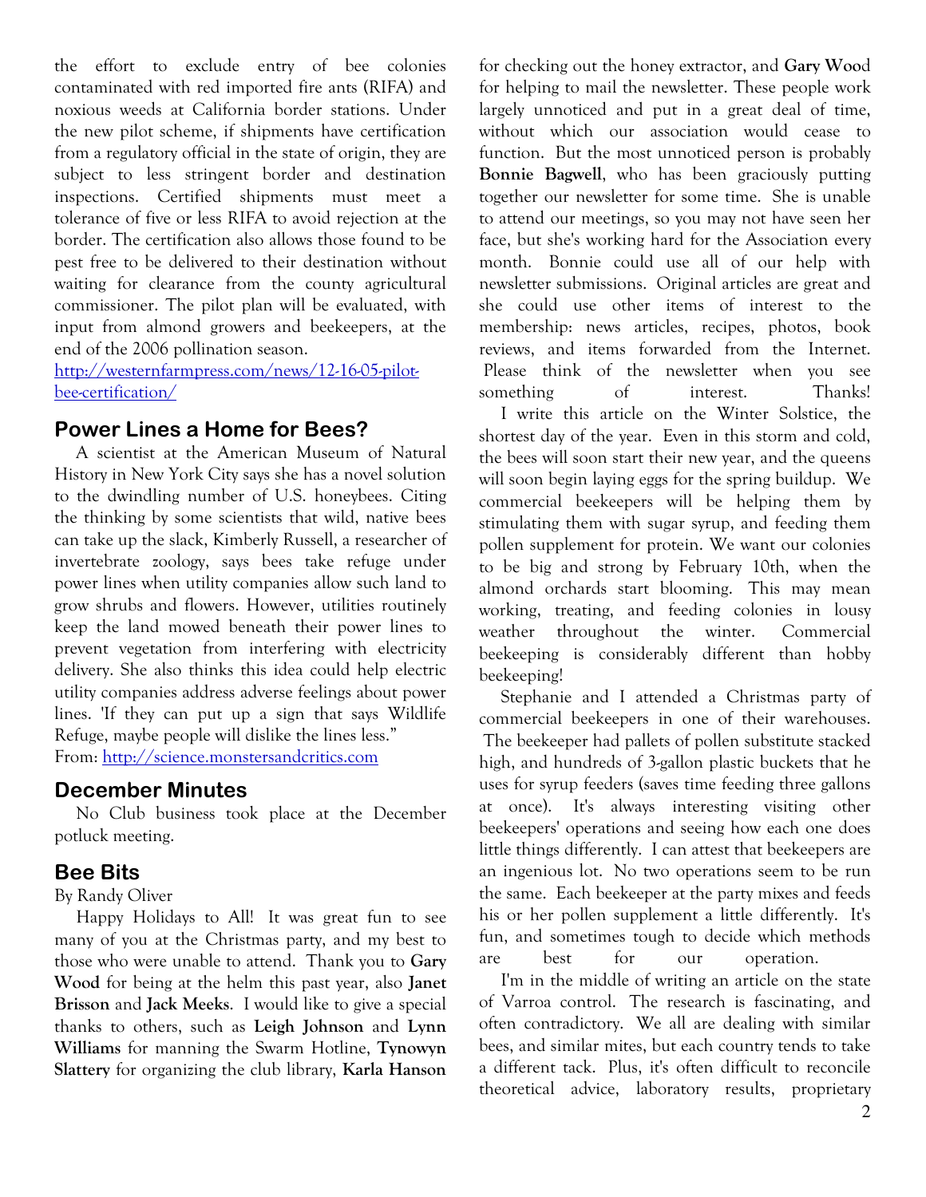the effort to exclude entry of bee colonies contaminated with red imported fire ants (RIFA) and noxious weeds at California border stations. Under the new pilot scheme, if shipments have certification from a regulatory official in the state of origin, they are subject to less stringent border and destination inspections. Certified shipments must meet a tolerance of five or less RIFA to avoid rejection at the border. The certification also allows those found to be pest free to be delivered to their destination without waiting for clearance from the county agricultural commissioner. The pilot plan will be evaluated, with input from almond growers and beekeepers, at the end of the 2006 pollination season.

http://westernfarmpress.com/news/12-16-05-pilot-bee-certification/

## Power Lines a Home for Bees?

A scientist at the American Museum of Natural History in New York City says she has a novel solution to the dwindling number of U.S. honeybees. Citing the thinking by some scientists that wild, native bees can take up the slack, Kimberly Russell, a researcher of invertebrate zoology, says bees take refuge under power lines when utility companies allow such land to grow shrubs and flowers. However, utilities routinely keep the land mowed beneath their power lines to prevent vegetation from interfering with electricity delivery. She also thinks this idea could help electric utility companies address adverse feelings about power lines. 'If they can put up a sign that says Wildlife Refuge, maybe people will dislike the lines less."

From: http://science.monstersandcritics.com

## December Minutes

No Club business took place at the December potluck meeting.

## Bee Bits

By Randy Oliver

Happy Holidays to All! It was great fun to see many of you at the Christmas party, and my best to those who were unable to attend. Thank you to **Gary Wood** for being at the helm this past year, also **Janet Brisson** and **Jack Meeks**. I would like to give a special thanks to others, such as **Leigh Johnson** and **Lynn Williams** for manning the Swarm Hotline, **Tynowyn Slattery** for organizing the club library, **Karla Hanson** for checking out the honey extractor, and **Gary Wood** for helping to mail the newsletter. These people work largely unnoticed and put in a great deal of time, without which our association would cease to function. But the most unnoticed person is probably **Bonnie Bagwell**, who has been graciously putting together our newsletter for some time. She is unable to attend our meetings, so you may not have seen her face, but she's working hard for the Association every month. Bonnie could use all of our help with newsletter submissions. Original articles are great and she could use other items of interest to the membership: news articles, recipes, photos, book reviews, and items forwarded from the Internet. Please think of the newsletter when you see something of interest. Thanks!

I write this article on the Winter Solstice, the shortest day of the year. Even in this storm and cold, the bees will soon start their new year, and the queens will soon begin laying eggs for the spring buildup. We commercial beekeepers will be helping them by stimulating them with sugar syrup, and feeding them pollen supplement for protein. We want our colonies to be big and strong by February 10th, when the almond orchards start blooming. This may mean working, treating, and feeding colonies in lousy weather throughout the winter. Commercial beekeeping is considerably different than hobby beekeeping!

Stephanie and I attended a Christmas party of commercial beekeepers in one of their warehouses. The beekeeper had pallets of pollen substitute stacked high, and hundreds of 3-gallon plastic buckets that he uses for syrup feeders (saves time feeding three gallons at once). It's always interesting visiting other beekeepers' operations and seeing how each one does little things differently. I can attest that beekeepers are an ingenious lot. No two operations seem to be run the same. Each beekeeper at the party mixes and feeds his or her pollen supplement a little differently. It's fun, and sometimes tough to decide which methods are best for our operation.

I'm in the middle of writing an article on the state of Varroa control. The research is fascinating, and often contradictory. We all are dealing with similar bees, and similar mites, but each country tends to take a different tack. Plus, it's often difficult to reconcile theoretical advice, laboratory results, proprietary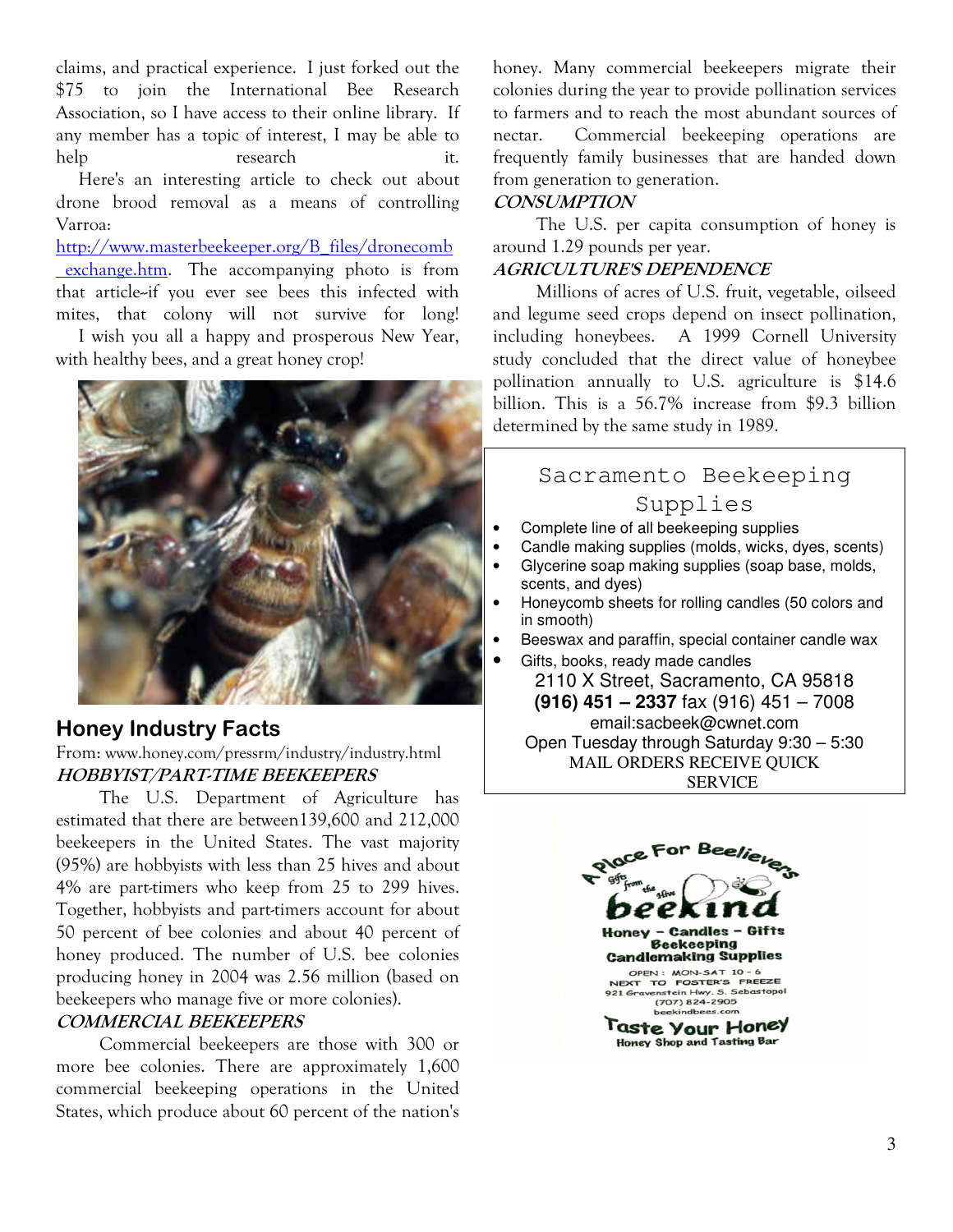claims, and practical experience. I just forked out the $75 to join the International Bee Research Association, so I have access to their online library. If any member has a topic of interest, I may be able to help research it.

Here's an interesting article to check out about drone brood removal as a means of controlling Varroa: [http://www.masterbeekeeper.org/B_files/dronecomb_exchange.htm](http://www.masterbeekeeper.org/B_files/dronecomb_exchange.htm). The accompanying photo is from that article--if you ever see bees this infected with mites, that colony will not survive for long!

I wish you all a happy and prosperous New Year, with healthy bees, and a great honey crop!

## Honey Industry Facts

From: www.honey.com/pressrm/industry/industry.html

***HOBBYIST/PART-TIME BEEKEEPERS***

The U.S. Department of Agriculture has estimated that there are between139,600 and 212,000 beekeepers in the United States. The vast majority (95%) are hobbyists with less than 25 hives and about 4% are part-timers who keep from 25 to 299 hives. Together, hobbyists and part-timers account for about 50 percent of bee colonies and about 40 percent of honey produced. The number of U.S. bee colonies producing honey in 2004 was 2.56 million (based on beekeepers who manage five or more colonies).

***COMMERCIAL BEEKEEPERS***

Commercial beekeepers are those with 300 or more bee colonies. There are approximately 1,600 commercial beekeeping operations in the United States, which produce about 60 percent of the nation's honey. Many commercial beekeepers migrate their colonies during the year to provide pollination services to farmers and to reach the most abundant sources of nectar. Commercial beekeeping operations are frequently family businesses that are handed down from generation to generation.

***CONSUMPTION***

The U.S. per capita consumption of honey is around 1.29 pounds per year.

***AGRICULTURE'S DEPENDENCE***

Millions of acres of U.S. fruit, vegetable, oilseed and legume seed crops depend on insect pollination, including honeybees. A 1999 Cornell University study concluded that the direct value of honeybee pollination annually to U.S. agriculture is $14.6 billion. This is a 56.7% increase from $9.3 billion determined by the same study in 1989.

---

### Sacramento Beekeeping Supplies

- Complete line of all beekeeping supplies
- Candle making supplies (molds, wicks, dyes, scents)
- Glycerine soap making supplies (soap base, molds, scents, and dyes)
- Honeycomb sheets for rolling candles (50 colors and in smooth)
- Beeswax and paraffin, special container candle wax
- Gifts, books, ready made candles

2110 X Street, Sacramento, CA 95818
**(916) 451 – 2337** fax (916) 451 – 7008
email:sacbeek@cwnet.com
Open Tuesday through Saturday 9:30 – 5:30
MAIL ORDERS RECEIVE QUICK SERVICE

---

A Place For Beelievers
Gifts from the Hive
**beekind**
Honey – Candles – Gifts
Beekeeping
Candlemaking Supplies
OPEN : MON-SAT 10 - 6
NEXT TO FOSTER'S FREEZE
921 Gravenstein Hwy. S. Sebastopol
(707) 824-2905
beekindbees.com
**Taste Your Honey**
Honey Shop and Tasting Bar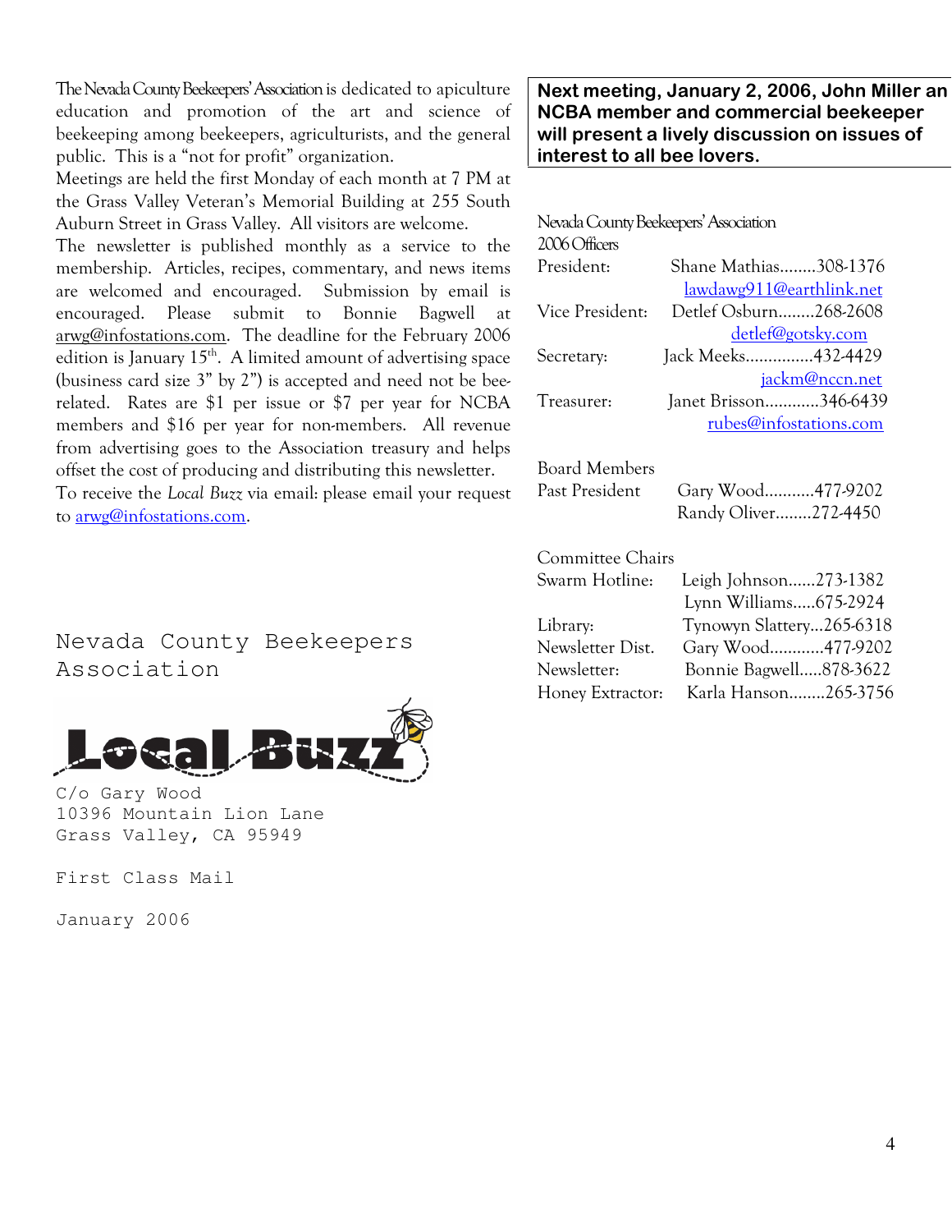The Nevada County Beekeepers' Association is dedicated to apiculture education and promotion of the art and science of beekeeping among beekeepers, agriculturists, and the general public. This is a "not for profit" organization.

Meetings are held the first Monday of each month at 7 PM at the Grass Valley Veteran's Memorial Building at 255 South Auburn Street in Grass Valley. All visitors are welcome.

The newsletter is published monthly as a service to the membership. Articles, recipes, commentary, and news items are welcomed and encouraged. Submission by email is encouraged. Please submit to Bonnie Bagwell at arwg@infostations.com. The deadline for the February 2006 edition is January 15th. A limited amount of advertising space (business card size 3" by 2") is accepted and need not be bee-related. Rates are $1 per issue or $7 per year for NCBA members and $16 per year for non-members. All revenue from advertising goes to the Association treasury and helps offset the cost of producing and distributing this newsletter.

To receive the *Local Buzz* via email: please email your request to arwg@infostations.com.

**Next meeting, January 2, 2006, John Miller an NCBA member and commercial beekeeper will present a lively discussion on issues of interest to all bee lovers.**

Nevada County Beekeepers' Association
2006 Officers

| | |
|---|---|
| President: | Shane Mathias........308-1376 |
| | lawdawg911@earthlink.net |
| Vice President: | Detlef Osburn........268-2608 |
| | detlef@gotsky.com |
| Secretary: | Jack Meeks...............432-4429 |
| | jackm@nccn.net |
| Treasurer: | Janet Brisson............346-6439 |
| | rubes@infostations.com |

Board Members

| | |
|---|---|
| Past President | Gary Wood...........477-9202 |
| | Randy Oliver........272-4450 |

Committee Chairs

| | |
|---|---|
| Swarm Hotline: | Leigh Johnson......273-1382 |
| | Lynn Williams.....675-2924 |
| Library: | Tynowyn Slattery...265-6318 |
| Newsletter Dist. | Gary Wood...........477-9202 |
| Newsletter: | Bonnie Bagwell.....878-3622 |
| Honey Extractor: | Karla Hanson........265-3756 |

Nevada County Beekeepers Association

Local Buzz

C/o Gary Wood
10396 Mountain Lion Lane
Grass Valley, CA 95949

First Class Mail

January 2006